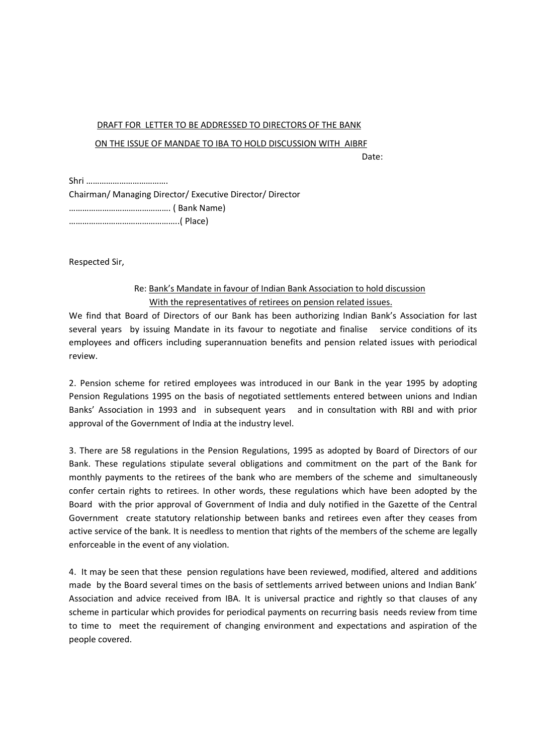<u>DRAFT FOR LETTER TO BE ADDRESSED TO DIRECTORS OF THE BANK</u>

<u>ON THE ISSUE OF MANDAE TO IBA TO HOLD DISCUSSION WITH AIBRF</u>

Date:

Shri ……………………………….
Chairman/ Managing Director/ Executive Director/ Director
………………………………………. ( Bank Name)
…………………………………………..( Place)

Respected Sir,

Re: <u>Bank's Mandate in favour of Indian Bank Association to hold discussion With the representatives of retirees on pension related issues.</u>

We find that Board of Directors of our Bank has been authorizing Indian Bank's Association for last several years by issuing Mandate in its favour to negotiate and finalise service conditions of its employees and officers including superannuation benefits and pension related issues with periodical review.

2. Pension scheme for retired employees was introduced in our Bank in the year 1995 by adopting Pension Regulations 1995 on the basis of negotiated settlements entered between unions and Indian Banks' Association in 1993 and in subsequent years and in consultation with RBI and with prior approval of the Government of India at the industry level.

3. There are 58 regulations in the Pension Regulations, 1995 as adopted by Board of Directors of our Bank. These regulations stipulate several obligations and commitment on the part of the Bank for monthly payments to the retirees of the bank who are members of the scheme and simultaneously confer certain rights to retirees. In other words, these regulations which have been adopted by the Board with the prior approval of Government of India and duly notified in the Gazette of the Central Government create statutory relationship between banks and retirees even after they ceases from active service of the bank. It is needless to mention that rights of the members of the scheme are legally enforceable in the event of any violation.

4. It may be seen that these pension regulations have been reviewed, modified, altered and additions made by the Board several times on the basis of settlements arrived between unions and Indian Bank' Association and advice received from IBA. It is universal practice and rightly so that clauses of any scheme in particular which provides for periodical payments on recurring basis needs review from time to time to meet the requirement of changing environment and expectations and aspiration of the people covered.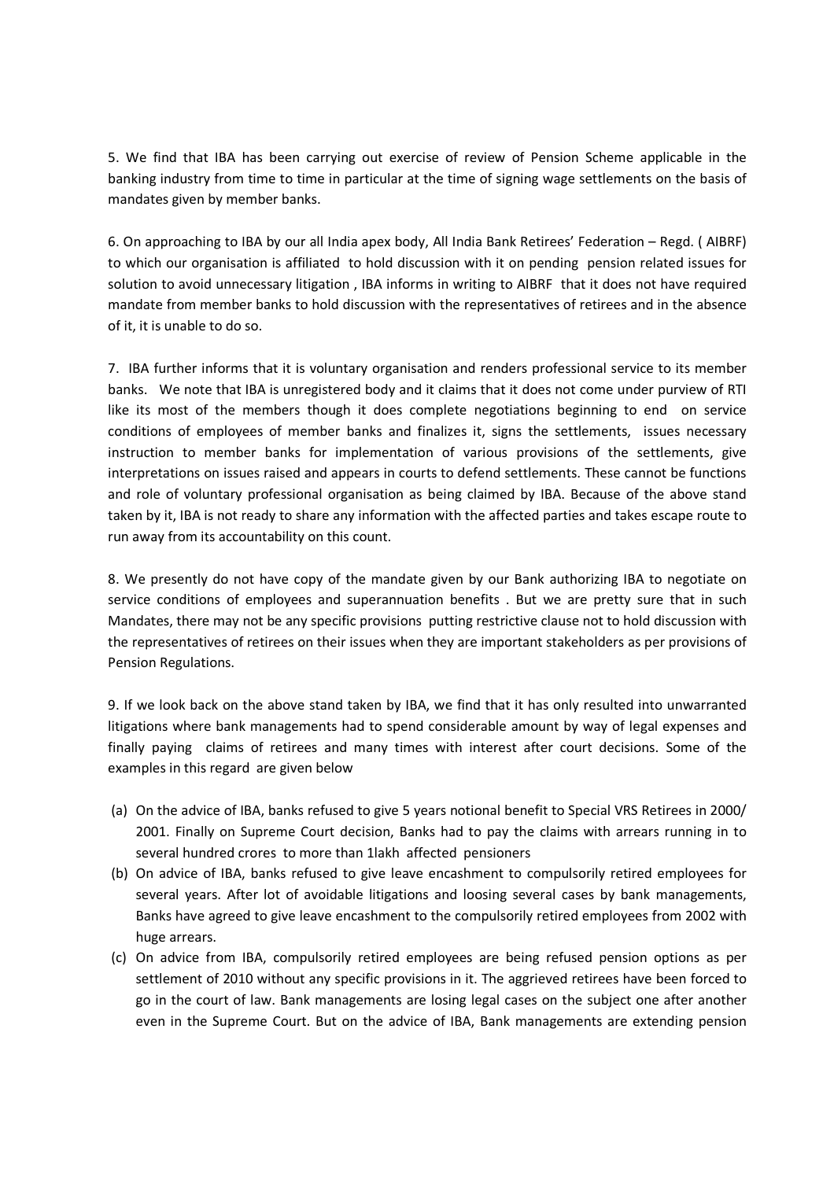5. We find that IBA has been carrying out exercise of review of Pension Scheme applicable in the banking industry from time to time in particular at the time of signing wage settlements on the basis of mandates given by member banks.

6. On approaching to IBA by our all India apex body, All India Bank Retirees' Federation – Regd. ( AIBRF) to which our organisation is affiliated to hold discussion with it on pending pension related issues for solution to avoid unnecessary litigation , IBA informs in writing to AIBRF that it does not have required mandate from member banks to hold discussion with the representatives of retirees and in the absence of it, it is unable to do so.

7. IBA further informs that it is voluntary organisation and renders professional service to its member banks. We note that IBA is unregistered body and it claims that it does not come under purview of RTI like its most of the members though it does complete negotiations beginning to end on service conditions of employees of member banks and finalizes it, signs the settlements, issues necessary instruction to member banks for implementation of various provisions of the settlements, give interpretations on issues raised and appears in courts to defend settlements. These cannot be functions and role of voluntary professional organisation as being claimed by IBA. Because of the above stand taken by it, IBA is not ready to share any information with the affected parties and takes escape route to run away from its accountability on this count.

8. We presently do not have copy of the mandate given by our Bank authorizing IBA to negotiate on service conditions of employees and superannuation benefits . But we are pretty sure that in such Mandates, there may not be any specific provisions putting restrictive clause not to hold discussion with the representatives of retirees on their issues when they are important stakeholders as per provisions of Pension Regulations.

9. If we look back on the above stand taken by IBA, we find that it has only resulted into unwarranted litigations where bank managements had to spend considerable amount by way of legal expenses and finally paying claims of retirees and many times with interest after court decisions. Some of the examples in this regard are given below

(a) On the advice of IBA, banks refused to give 5 years notional benefit to Special VRS Retirees in 2000/ 2001. Finally on Supreme Court decision, Banks had to pay the claims with arrears running in to several hundred crores to more than 1lakh affected pensioners
(b) On advice of IBA, banks refused to give leave encashment to compulsorily retired employees for several years. After lot of avoidable litigations and loosing several cases by bank managements, Banks have agreed to give leave encashment to the compulsorily retired employees from 2002 with huge arrears.
(c) On advice from IBA, compulsorily retired employees are being refused pension options as per settlement of 2010 without any specific provisions in it. The aggrieved retirees have been forced to go in the court of law. Bank managements are losing legal cases on the subject one after another even in the Supreme Court. But on the advice of IBA, Bank managements are extending pension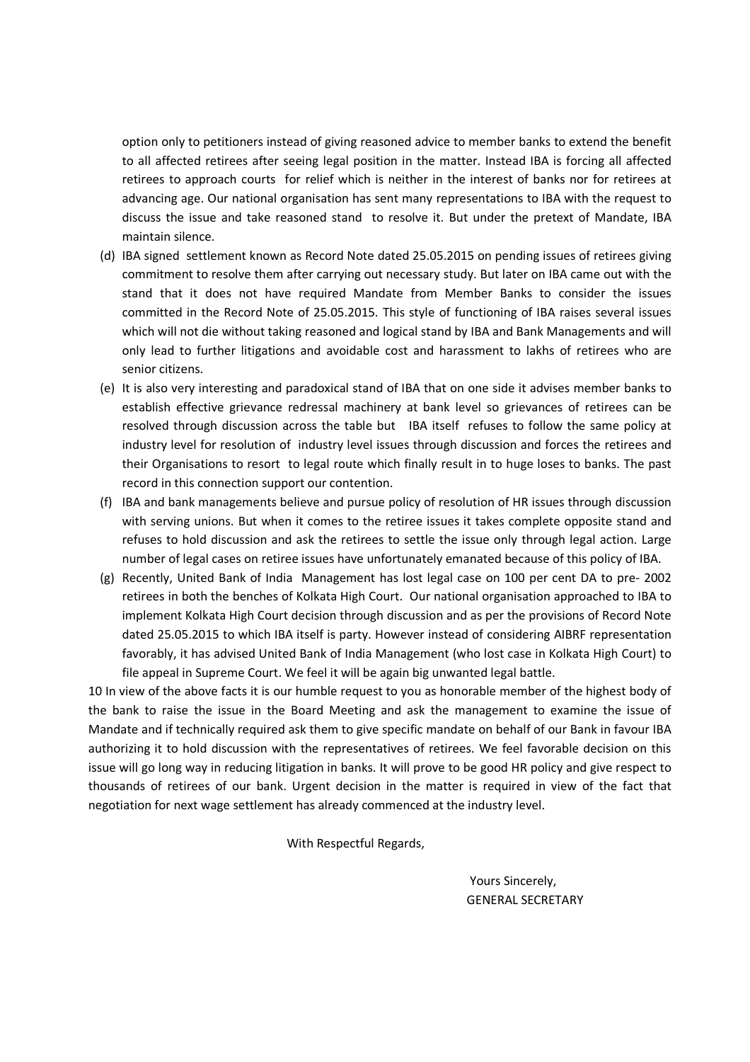option only to petitioners instead of giving reasoned advice to member banks to extend the benefit to all affected retirees after seeing legal position in the matter. Instead IBA is forcing all affected retirees to approach courts for relief which is neither in the interest of banks nor for retirees at advancing age. Our national organisation has sent many representations to IBA with the request to discuss the issue and take reasoned stand to resolve it. But under the pretext of Mandate, IBA maintain silence.

(d) IBA signed settlement known as Record Note dated 25.05.2015 on pending issues of retirees giving commitment to resolve them after carrying out necessary study. But later on IBA came out with the stand that it does not have required Mandate from Member Banks to consider the issues committed in the Record Note of 25.05.2015. This style of functioning of IBA raises several issues which will not die without taking reasoned and logical stand by IBA and Bank Managements and will only lead to further litigations and avoidable cost and harassment to lakhs of retirees who are senior citizens.

(e) It is also very interesting and paradoxical stand of IBA that on one side it advises member banks to establish effective grievance redressal machinery at bank level so grievances of retirees can be resolved through discussion across the table but IBA itself refuses to follow the same policy at industry level for resolution of industry level issues through discussion and forces the retirees and their Organisations to resort to legal route which finally result in to huge loses to banks. The past record in this connection support our contention.

(f) IBA and bank managements believe and pursue policy of resolution of HR issues through discussion with serving unions. But when it comes to the retiree issues it takes complete opposite stand and refuses to hold discussion and ask the retirees to settle the issue only through legal action. Large number of legal cases on retiree issues have unfortunately emanated because of this policy of IBA.

(g) Recently, United Bank of India Management has lost legal case on 100 per cent DA to pre- 2002 retirees in both the benches of Kolkata High Court. Our national organisation approached to IBA to implement Kolkata High Court decision through discussion and as per the provisions of Record Note dated 25.05.2015 to which IBA itself is party. However instead of considering AIBRF representation favorably, it has advised United Bank of India Management (who lost case in Kolkata High Court) to file appeal in Supreme Court. We feel it will be again big unwanted legal battle.

10 In view of the above facts it is our humble request to you as honorable member of the highest body of the bank to raise the issue in the Board Meeting and ask the management to examine the issue of Mandate and if technically required ask them to give specific mandate on behalf of our Bank in favour IBA authorizing it to hold discussion with the representatives of retirees. We feel favorable decision on this issue will go long way in reducing litigation in banks. It will prove to be good HR policy and give respect to thousands of retirees of our bank. Urgent decision in the matter is required in view of the fact that negotiation for next wage settlement has already commenced at the industry level.

With Respectful Regards,

Yours Sincerely,
GENERAL SECRETARY